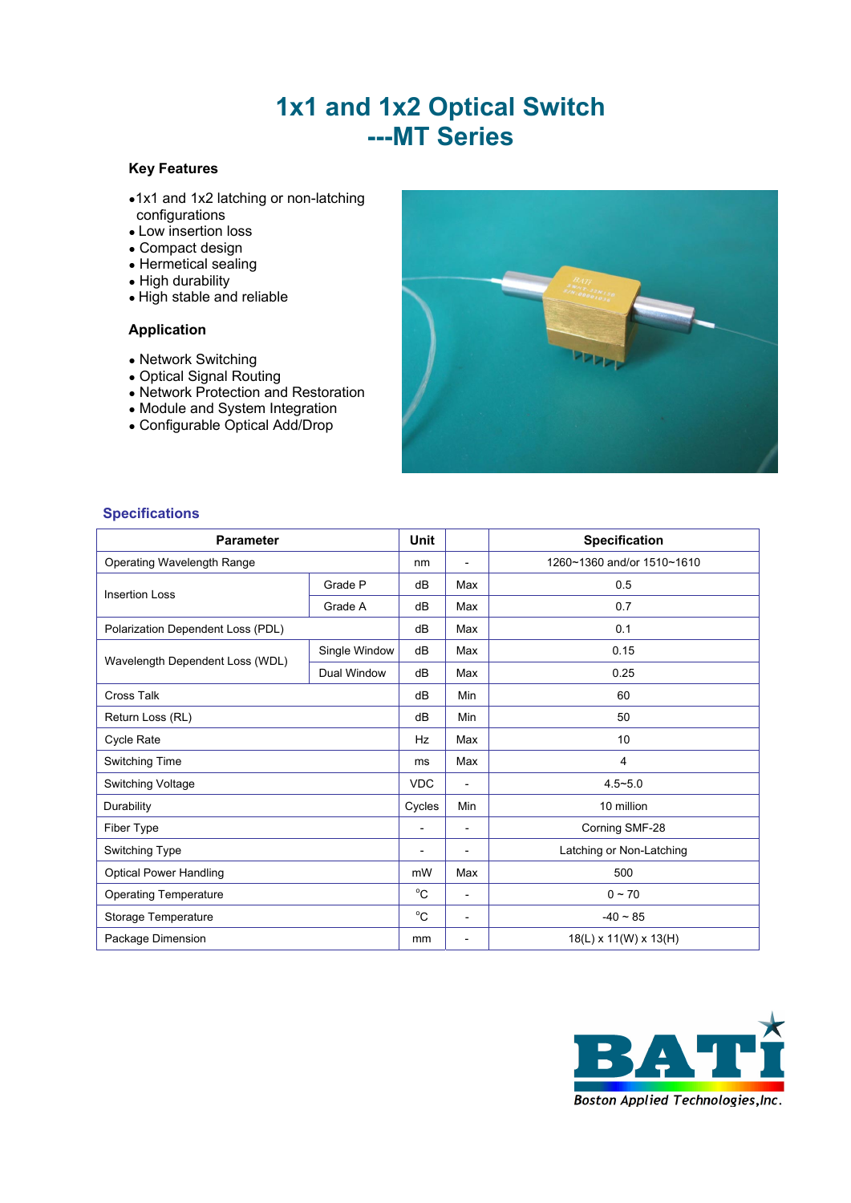# 1x1 and 1x2 Optical Switch
# ---MT Series

### Key Features

- 1x1 and 1x2 latching or non-latching configurations
- Low insertion loss
- Compact design
- Hermetical sealing
- High durability
- High stable and reliable

### Application

- Network Switching
- Optical Signal Routing
- Network Protection and Restoration
- Module and System Integration
- Configurable Optical Add/Drop

## Specifications

| Parameter | | Unit | | Specification |
|---|---|---|---|---|
| Operating Wavelength Range | | nm | - | 1260~1360 and/or 1510~1610 |
| Insertion Loss | Grade P | dB | Max | 0.5 |
| | Grade A | dB | Max | 0.7 |
| Polarization Dependent Loss (PDL) | | dB | Max | 0.1 |
| Wavelength Dependent Loss (WDL) | Single Window | dB | Max | 0.15 |
| | Dual Window | dB | Max | 0.25 |
| Cross Talk | | dB | Min | 60 |
| Return Loss (RL) | | dB | Min | 50 |
| Cycle Rate | | Hz | Max | 10 |
| Switching Time | | ms | Max | 4 |
| Switching Voltage | | VDC | - | 4.5~5.0 |
| Durability | | Cycles | Min | 10 million |
| Fiber Type | | - | - | Corning SMF-28 |
| Switching Type | | - | - | Latching or Non-Latching |
| Optical Power Handling | | mW | Max | 500 |
| Operating Temperature | | °C | - | 0 ~ 70 |
| Storage Temperature | | °C | - | -40 ~ 85 |
| Package Dimension | | mm | - | 18(L) x 11(W) x 13(H) |

BATI
Boston Applied Technologies, Inc.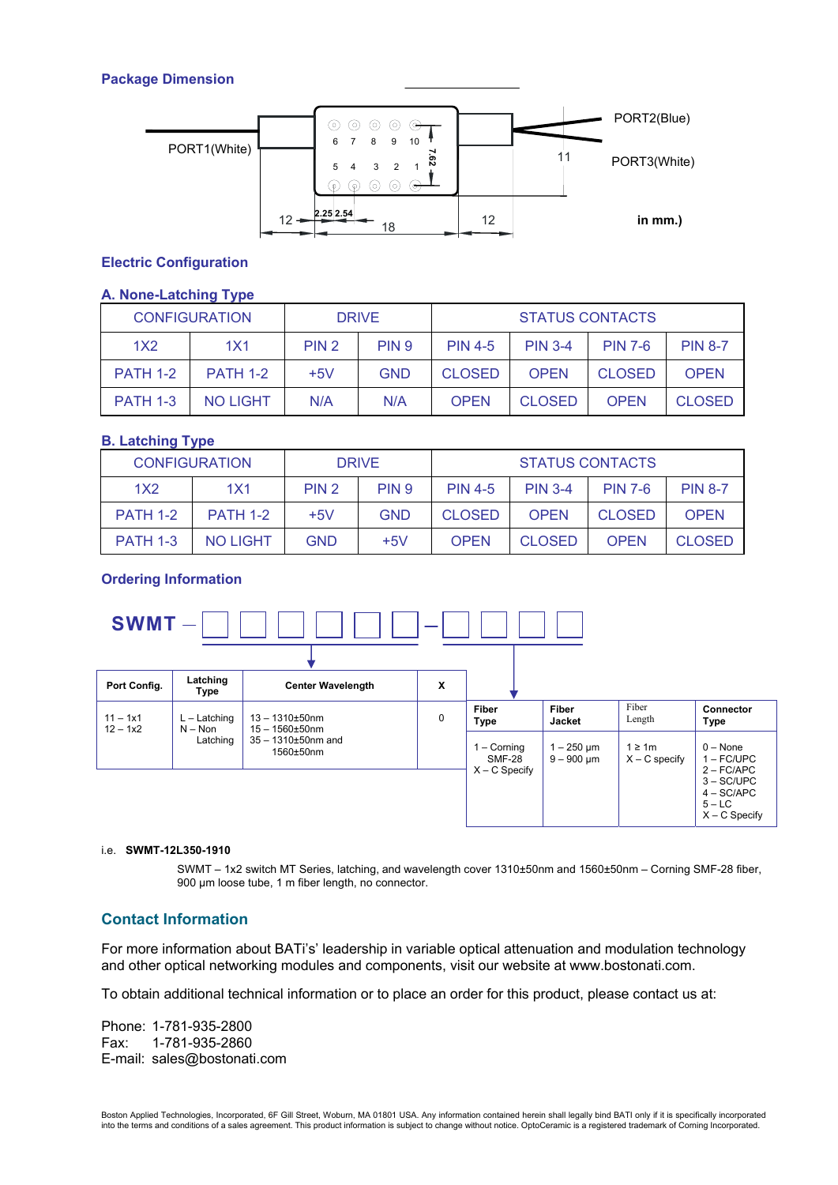## Package Dimension

PORT1(White)

6 7 8 9 10

5 4 3 2 1

7.62

2.25 2.54

12

18

12

11

PORT2(Blue)

PORT3(White)

in mm.)

## Electric Configuration

### A. None-Latching Type

| CONFIGURATION | | DRIVE | | STATUS CONTACTS | | | |
|---|---|---|---|---|---|---|---|
| 1X2 | 1X1 | PIN 2 | PIN 9 | PIN 4-5 | PIN 3-4 | PIN 7-6 | PIN 8-7 |
| PATH 1-2 | PATH 1-2 | +5V | GND | CLOSED | OPEN | CLOSED | OPEN |
| PATH 1-3 | NO LIGHT | N/A | N/A | OPEN | CLOSED | OPEN | CLOSED |

### B. Latching Type

| CONFIGURATION | | DRIVE | | STATUS CONTACTS | | | |
|---|---|---|---|---|---|---|---|
| 1X2 | 1X1 | PIN 2 | PIN 9 | PIN 4-5 | PIN 3-4 | PIN 7-6 | PIN 8-7 |
| PATH 1-2 | PATH 1-2 | +5V | GND | CLOSED | OPEN | CLOSED | OPEN |
| PATH 1-3 | NO LIGHT | GND | +5V | OPEN | CLOSED | OPEN | CLOSED |

## Ordering Information

**SWMT** – □ □ □ □ □ □ – □ □ □ □

| Port Config. | Latching Type | Center Wavelength | X |
|---|---|---|---|
| 11 – 1x1<br>12 – 1x2 | L – Latching<br>N – Non Latching | 13 – 1310±50nm<br>15 – 1560±50nm<br>35 – 1310±50nm and 1560±50nm | 0 |

| Fiber Type | Fiber Jacket | Fiber Length | Connector Type |
|---|---|---|---|
| 1 – Corning SMF-28<br>X – C Specify | 1 – 250 µm<br>9 – 900 µm | 1 ≥ 1m<br>X – C specify | 0 – None<br>1 – FC/UPC<br>2 – FC/APC<br>3 – SC/UPC<br>4 – SC/APC<br>5 – LC<br>X – C Specify |

i.e. **SWMT-12L350-1910**

SWMT – 1x2 switch MT Series, latching, and wavelength cover 1310±50nm and 1560±50nm – Corning SMF-28 fiber, 900 µm loose tube, 1 m fiber length, no connector.

## Contact Information

For more information about BATi's' leadership in variable optical attenuation and modulation technology and other optical networking modules and components, visit our website at www.bostonati.com.

To obtain additional technical information or to place an order for this product, please contact us at:

Phone: 1-781-935-2800
Fax: 1-781-935-2860
E-mail: sales@bostonati.com

Boston Applied Technologies, Incorporated, 6F Gill Street, Woburn, MA 01801 USA. Any information contained herein shall legally bind BATI only if it is specifically incorporated into the terms and conditions of a sales agreement. This product information is subject to change without notice. OptoCeramic is a registered trademark of Corning Incorporated.